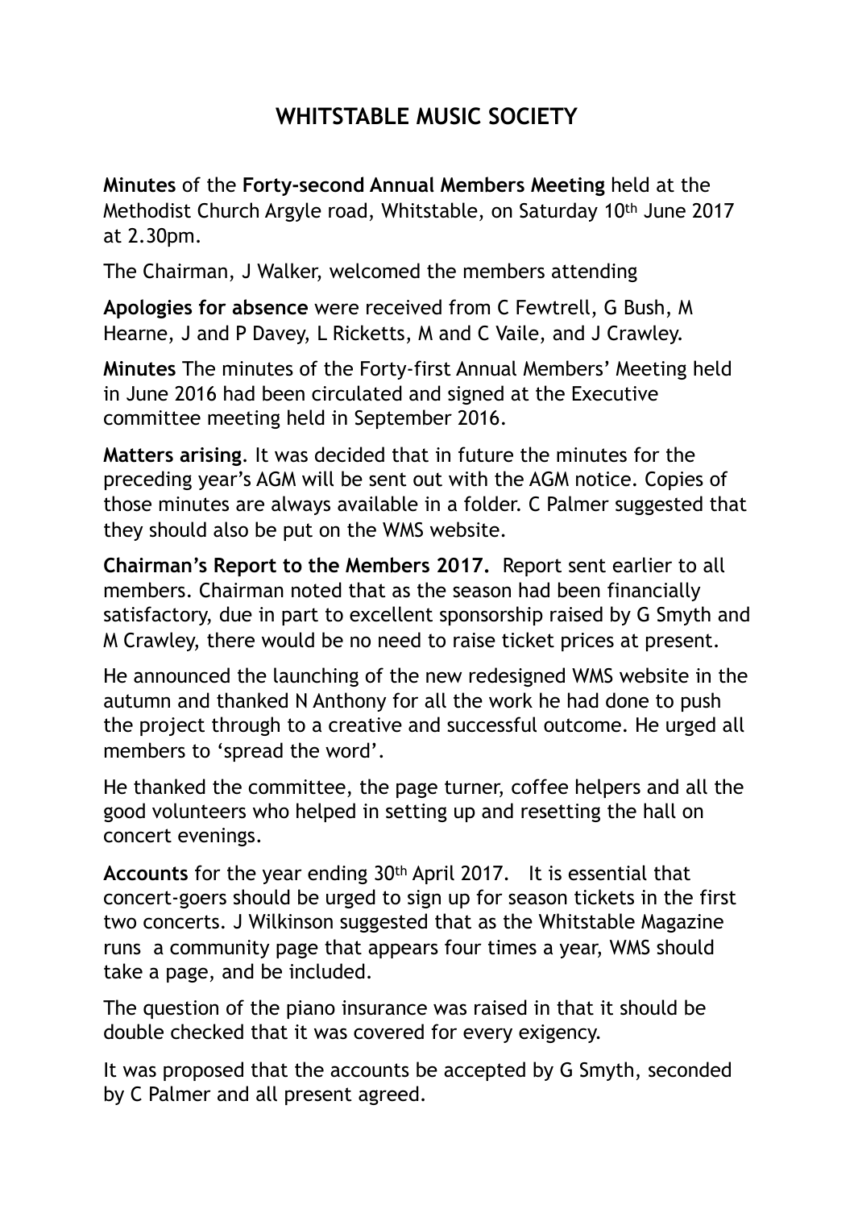# WHITSTABLE MUSIC SOCIETY

**Minutes** of the **Forty-second Annual Members Meeting** held at the Methodist Church Argyle road, Whitstable, on Saturday 10th June 2017 at 2.30pm.

The Chairman, J Walker, welcomed the members attending

**Apologies for absence** were received from C Fewtrell, G Bush, M Hearne, J and P Davey, L Ricketts, M and C Vaile, and J Crawley.

**Minutes** The minutes of the Forty-first Annual Members' Meeting held in June 2016 had been circulated and signed at the Executive committee meeting held in September 2016.

**Matters arising**. It was decided that in future the minutes for the preceding year's AGM will be sent out with the AGM notice. Copies of those minutes are always available in a folder. C Palmer suggested that they should also be put on the WMS website.

**Chairman's Report to the Members 2017.** Report sent earlier to all members. Chairman noted that as the season had been financially satisfactory, due in part to excellent sponsorship raised by G Smyth and M Crawley, there would be no need to raise ticket prices at present.

He announced the launching of the new redesigned WMS website in the autumn and thanked N Anthony for all the work he had done to push the project through to a creative and successful outcome. He urged all members to 'spread the word'.

He thanked the committee, the page turner, coffee helpers and all the good volunteers who helped in setting up and resetting the hall on concert evenings.

**Accounts** for the year ending 30th April 2017. It is essential that concert-goers should be urged to sign up for season tickets in the first two concerts. J Wilkinson suggested that as the Whitstable Magazine runs a community page that appears four times a year, WMS should take a page, and be included.

The question of the piano insurance was raised in that it should be double checked that it was covered for every exigency.

It was proposed that the accounts be accepted by G Smyth, seconded by C Palmer and all present agreed.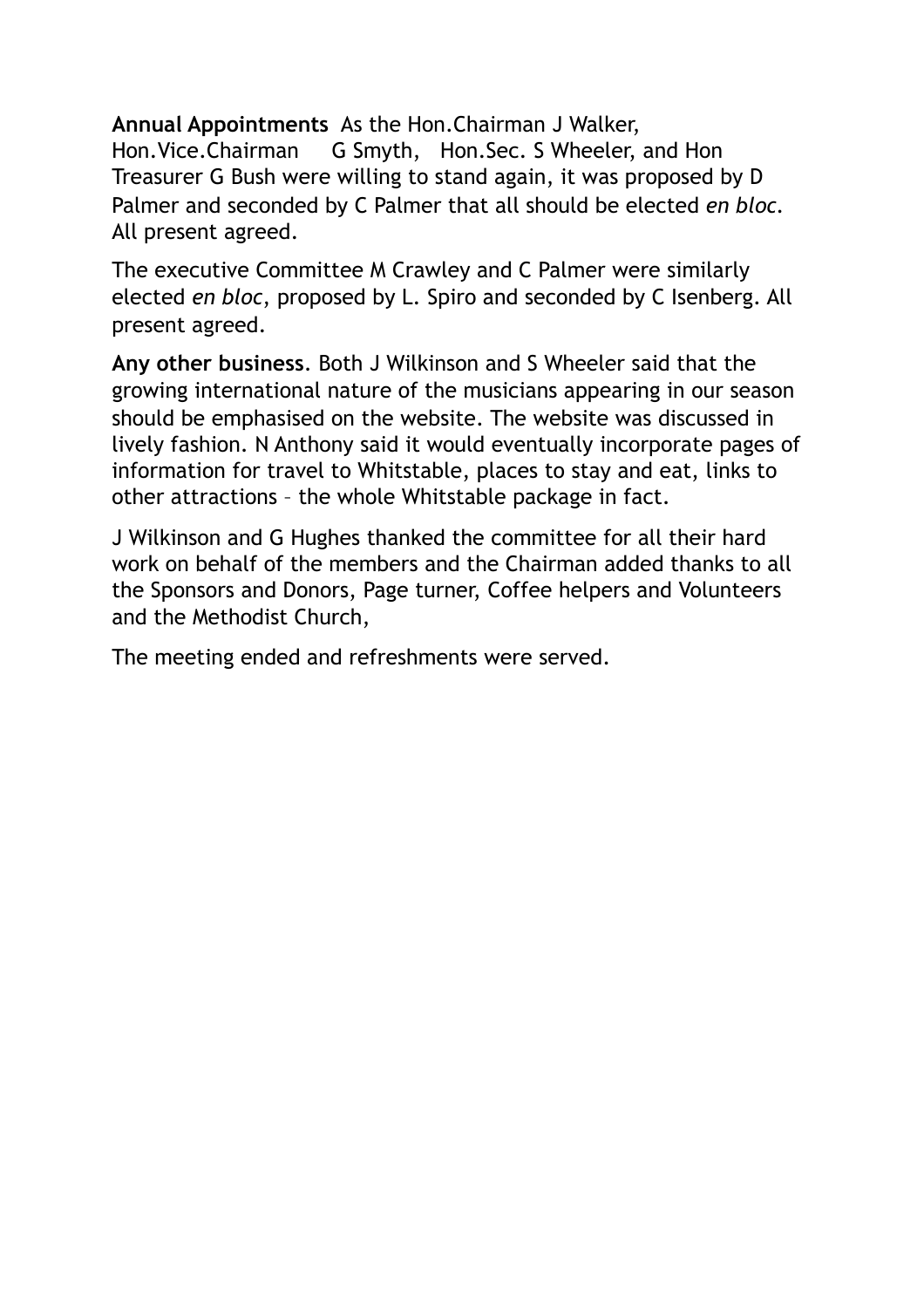**Annual Appointments** As the Hon.Chairman J Walker, Hon.Vice.Chairman G Smyth, Hon.Sec. S Wheeler, and Hon Treasurer G Bush were willing to stand again, it was proposed by D Palmer and seconded by C Palmer that all should be elected *en bloc*. All present agreed.

The executive Committee M Crawley and C Palmer were similarly elected *en bloc*, proposed by L. Spiro and seconded by C Isenberg. All present agreed.

**Any other business**. Both J Wilkinson and S Wheeler said that the growing international nature of the musicians appearing in our season should be emphasised on the website. The website was discussed in lively fashion. N Anthony said it would eventually incorporate pages of information for travel to Whitstable, places to stay and eat, links to other attractions – the whole Whitstable package in fact.

J Wilkinson and G Hughes thanked the committee for all their hard work on behalf of the members and the Chairman added thanks to all the Sponsors and Donors, Page turner, Coffee helpers and Volunteers and the Methodist Church,

The meeting ended and refreshments were served.